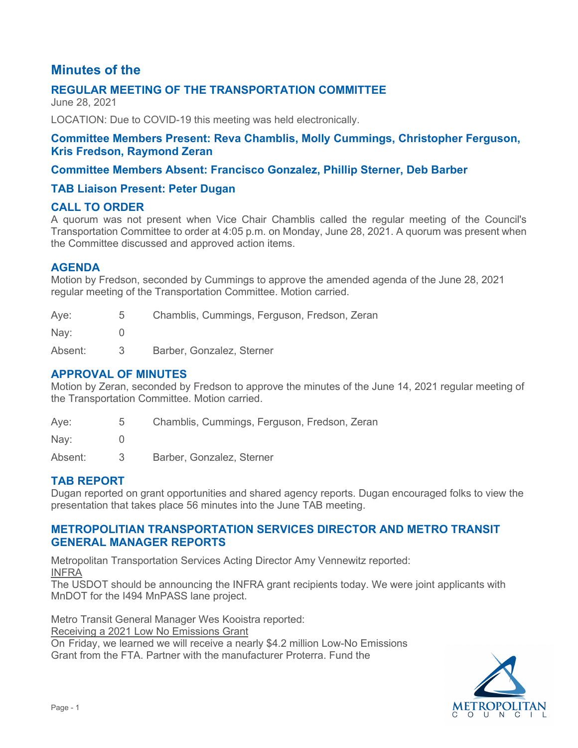# Minutes of the

## REGULAR MEETING OF THE TRANSPORTATION COMMITTEE

June 28, 2021

LOCATION: Due to COVID-19 this meeting was held electronically.

### Committee Members Present: Reva Chamblis, Molly Cummings, Christopher Ferguson, Kris Fredson, Raymond Zeran

### Committee Members Absent: Francisco Gonzalez, Phillip Sterner, Deb Barber

### TAB Liaison Present: Peter Dugan

## CALL TO ORDER

A quorum was not present when Vice Chair Chamblis called the regular meeting of the Council's Transportation Committee to order at 4:05 p.m. on Monday, June 28, 2021. A quorum was present when the Committee discussed and approved action items.

## AGENDA

Motion by Fredson, seconded by Cummings to approve the amended agenda of the June 28, 2021 regular meeting of the Transportation Committee. Motion carried.

| | | |
|---|---|---|
| Aye: | 5 | Chamblis, Cummings, Ferguson, Fredson, Zeran |
| Nay: | 0 | |
| Absent: | 3 | Barber, Gonzalez, Sterner |

## APPROVAL OF MINUTES

Motion by Zeran, seconded by Fredson to approve the minutes of the June 14, 2021 regular meeting of the Transportation Committee. Motion carried.

| | | |
|---|---|---|
| Aye: | 5 | Chamblis, Cummings, Ferguson, Fredson, Zeran |
| Nay: | 0 | |
| Absent: | 3 | Barber, Gonzalez, Sterner |

## TAB REPORT

Dugan reported on grant opportunities and shared agency reports. Dugan encouraged folks to view the presentation that takes place 56 minutes into the June TAB meeting.

## METROPOLITAN TRANSPORTATION SERVICES DIRECTOR AND METRO TRANSIT GENERAL MANAGER REPORTS

Metropolitan Transportation Services Acting Director Amy Vennewitz reported:

INFRA

The USDOT should be announcing the INFRA grant recipients today. We were joint applicants with MnDOT for the I494 MnPASS lane project.

Metro Transit General Manager Wes Kooistra reported:

Receiving a 2021 Low No Emissions Grant

On Friday, we learned we will receive a nearly $4.2 million Low-No Emissions Grant from the FTA. Partner with the manufacturer Proterra. Fund the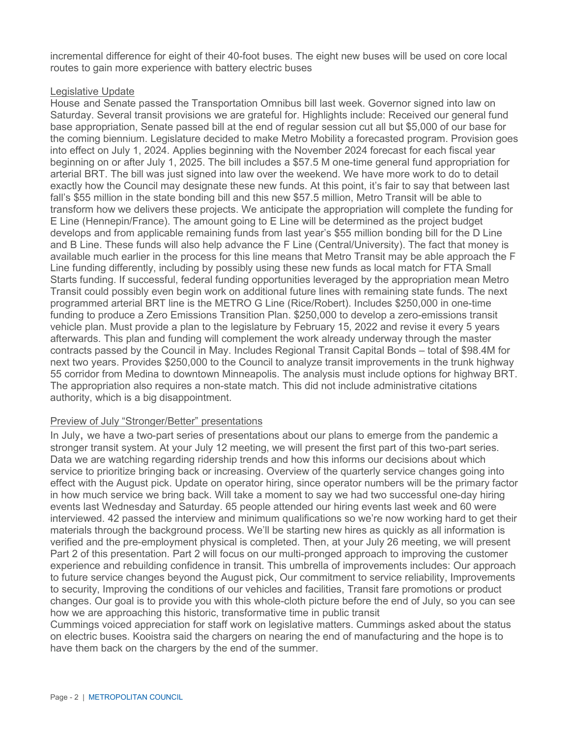incremental difference for eight of their 40-foot buses. The eight new buses will be used on core local routes to gain more experience with battery electric buses

Legislative Update

House and Senate passed the Transportation Omnibus bill last week. Governor signed into law on Saturday. Several transit provisions we are grateful for. Highlights include: Received our general fund base appropriation, Senate passed bill at the end of regular session cut all but $5,000 of our base for the coming biennium. Legislature decided to make Metro Mobility a forecasted program. Provision goes into effect on July 1, 2024. Applies beginning with the November 2024 forecast for each fiscal year beginning on or after July 1, 2025. The bill includes a $57.5 M one-time general fund appropriation for arterial BRT. The bill was just signed into law over the weekend. We have more work to do to detail exactly how the Council may designate these new funds. At this point, it's fair to say that between last fall's $55 million in the state bonding bill and this new $57.5 million, Metro Transit will be able to transform how we deliver these projects. We anticipate the appropriation will complete the funding for E Line (Hennepin/France). The amount going to E Line will be determined as the project budget develops and from applicable remaining funds from last year's $55 million bonding bill for the D Line and B Line. These funds will also help advance the F Line (Central/University). The fact that money is available much earlier in the process for this line means that Metro Transit may be able approach the F Line funding differently, including by possibly using these new funds as local match for FTA Small Starts funding. If successful, federal funding opportunities leveraged by the appropriation mean Metro Transit could possibly even begin work on additional future lines with remaining state funds. The next programmed arterial BRT line is the METRO G Line (Rice/Robert). Includes $250,000 in one-time funding to produce a Zero Emissions Transition Plan. $250,000 to develop a zero-emissions transit vehicle plan. Must provide a plan to the legislature by February 15, 2022 and revise it every 5 years afterwards. This plan and funding will complement the work already underway through the master contracts passed by the Council in May. Includes Regional Transit Capital Bonds – total of $98.4M for next two years. Provides $250,000 to the Council to analyze transit improvements in the trunk highway 55 corridor from Medina to downtown Minneapolis. The analysis must include options for highway BRT. The appropriation also requires a non-state match. This did not include administrative citations authority, which is a big disappointment.

Preview of July "Stronger/Better" presentations

In July, we have a two-part series of presentations about our plans to emerge from the pandemic a stronger transit system. At your July 12 meeting, we will present the first part of this two-part series. Data we are watching regarding ridership trends and how this informs our decisions about which service to prioritize bringing back or increasing. Overview of the quarterly service changes going into effect with the August pick. Update on operator hiring, since operator numbers will be the primary factor in how much service we bring back. Will take a moment to say we had two successful one-day hiring events last Wednesday and Saturday. 65 people attended our hiring events last week and 60 were interviewed. 42 passed the interview and minimum qualifications so we're now working hard to get their materials through the background process. We'll be starting new hires as quickly as all information is verified and the pre-employment physical is completed. Then, at your July 26 meeting, we will present Part 2 of this presentation. Part 2 will focus on our multi-pronged approach to improving the customer experience and rebuilding confidence in transit. This umbrella of improvements includes: Our approach to future service changes beyond the August pick, Our commitment to service reliability, Improvements to security, Improving the conditions of our vehicles and facilities, Transit fare promotions or product changes. Our goal is to provide you with this whole-cloth picture before the end of July, so you can see how we are approaching this historic, transformative time in public transit

Cummings voiced appreciation for staff work on legislative matters. Cummings asked about the status on electric buses. Kooistra said the chargers on nearing the end of manufacturing and the hope is to have them back on the chargers by the end of the summer.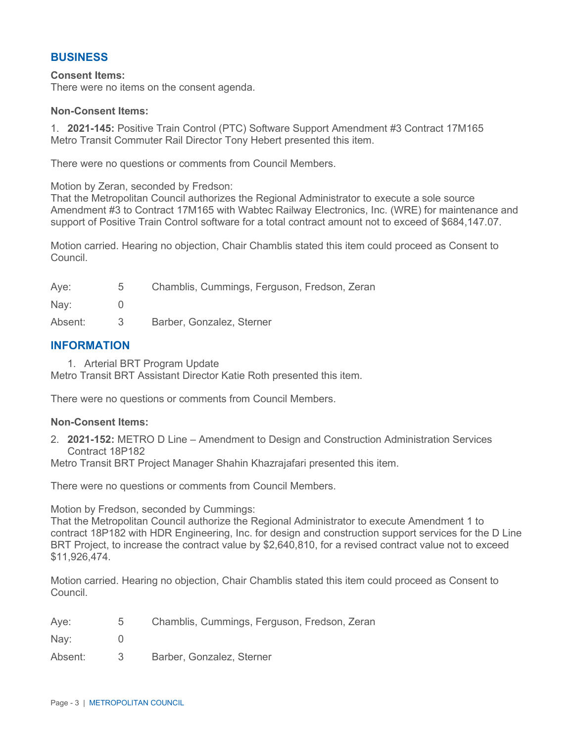## BUSINESS

**Consent Items:**

There were no items on the consent agenda.

**Non-Consent Items:**

1. **2021-145:** Positive Train Control (PTC) Software Support Amendment #3 Contract 17M165

Metro Transit Commuter Rail Director Tony Hebert presented this item.

There were no questions or comments from Council Members.

Motion by Zeran, seconded by Fredson:

That the Metropolitan Council authorizes the Regional Administrator to execute a sole source Amendment #3 to Contract 17M165 with Wabtec Railway Electronics, Inc. (WRE) for maintenance and support of Positive Train Control software for a total contract amount not to exceed of $684,147.07.

Motion carried. Hearing no objection, Chair Chamblis stated this item could proceed as Consent to Council.

| | | |
|---|---|---|
| Aye: | 5 | Chamblis, Cummings, Ferguson, Fredson, Zeran |
| Nay: | 0 | |
| Absent: | 3 | Barber, Gonzalez, Sterner |

## INFORMATION

1. Arterial BRT Program Update

Metro Transit BRT Assistant Director Katie Roth presented this item.

There were no questions or comments from Council Members.

**Non-Consent Items:**

2. **2021-152:** METRO D Line – Amendment to Design and Construction Administration Services Contract 18P182

Metro Transit BRT Project Manager Shahin Khazrajafari presented this item.

There were no questions or comments from Council Members.

Motion by Fredson, seconded by Cummings:

That the Metropolitan Council authorize the Regional Administrator to execute Amendment 1 to contract 18P182 with HDR Engineering, Inc. for design and construction support services for the D Line BRT Project, to increase the contract value by $2,640,810, for a revised contract value not to exceed $11,926,474.

Motion carried. Hearing no objection, Chair Chamblis stated this item could proceed as Consent to Council.

| | | |
|---|---|---|
| Aye: | 5 | Chamblis, Cummings, Ferguson, Fredson, Zeran |
| Nay: | 0 | |
| Absent: | 3 | Barber, Gonzalez, Sterner |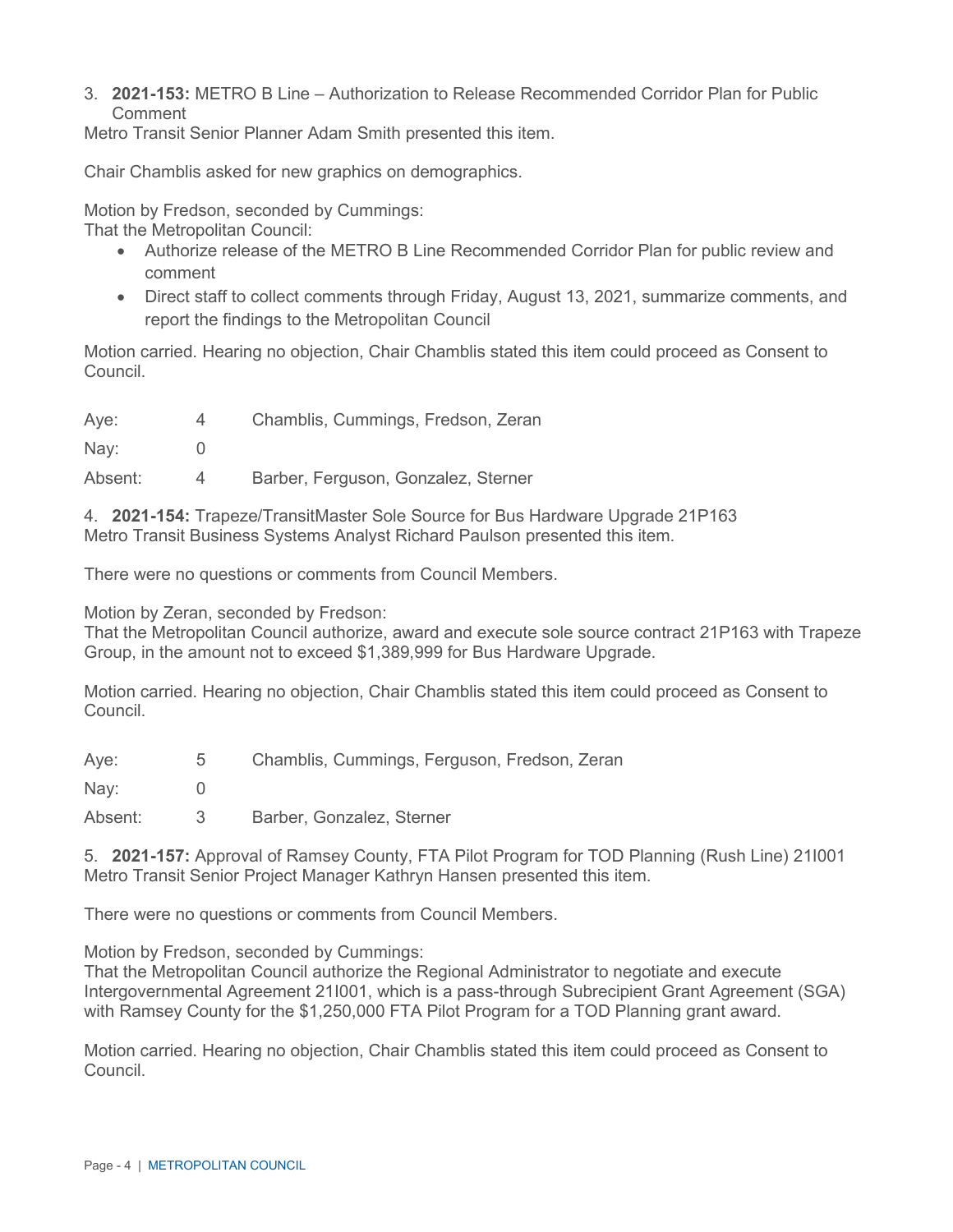3. **2021-153:** METRO B Line – Authorization to Release Recommended Corridor Plan for Public Comment

Metro Transit Senior Planner Adam Smith presented this item.

Chair Chamblis asked for new graphics on demographics.

Motion by Fredson, seconded by Cummings:

That the Metropolitan Council:

- Authorize release of the METRO B Line Recommended Corridor Plan for public review and comment
- Direct staff to collect comments through Friday, August 13, 2021, summarize comments, and report the findings to the Metropolitan Council

Motion carried. Hearing no objection, Chair Chamblis stated this item could proceed as Consent to Council.

| | | |
|---|---|---|
| Aye: | 4 | Chamblis, Cummings, Fredson, Zeran |
| Nay: | 0 | |
| Absent: | 4 | Barber, Ferguson, Gonzalez, Sterner |

4. **2021-154:** Trapeze/TransitMaster Sole Source for Bus Hardware Upgrade 21P163

Metro Transit Business Systems Analyst Richard Paulson presented this item.

There were no questions or comments from Council Members.

Motion by Zeran, seconded by Fredson:

That the Metropolitan Council authorize, award and execute sole source contract 21P163 with Trapeze Group, in the amount not to exceed $1,389,999 for Bus Hardware Upgrade.

Motion carried. Hearing no objection, Chair Chamblis stated this item could proceed as Consent to Council.

| | | |
|---|---|---|
| Aye: | 5 | Chamblis, Cummings, Ferguson, Fredson, Zeran |
| Nay: | 0 | |
| Absent: | 3 | Barber, Gonzalez, Sterner |

5. **2021-157:** Approval of Ramsey County, FTA Pilot Program for TOD Planning (Rush Line) 21I001

Metro Transit Senior Project Manager Kathryn Hansen presented this item.

There were no questions or comments from Council Members.

Motion by Fredson, seconded by Cummings:

That the Metropolitan Council authorize the Regional Administrator to negotiate and execute Intergovernmental Agreement 21I001, which is a pass-through Subrecipient Grant Agreement (SGA) with Ramsey County for the $1,250,000 FTA Pilot Program for a TOD Planning grant award.

Motion carried. Hearing no objection, Chair Chamblis stated this item could proceed as Consent to Council.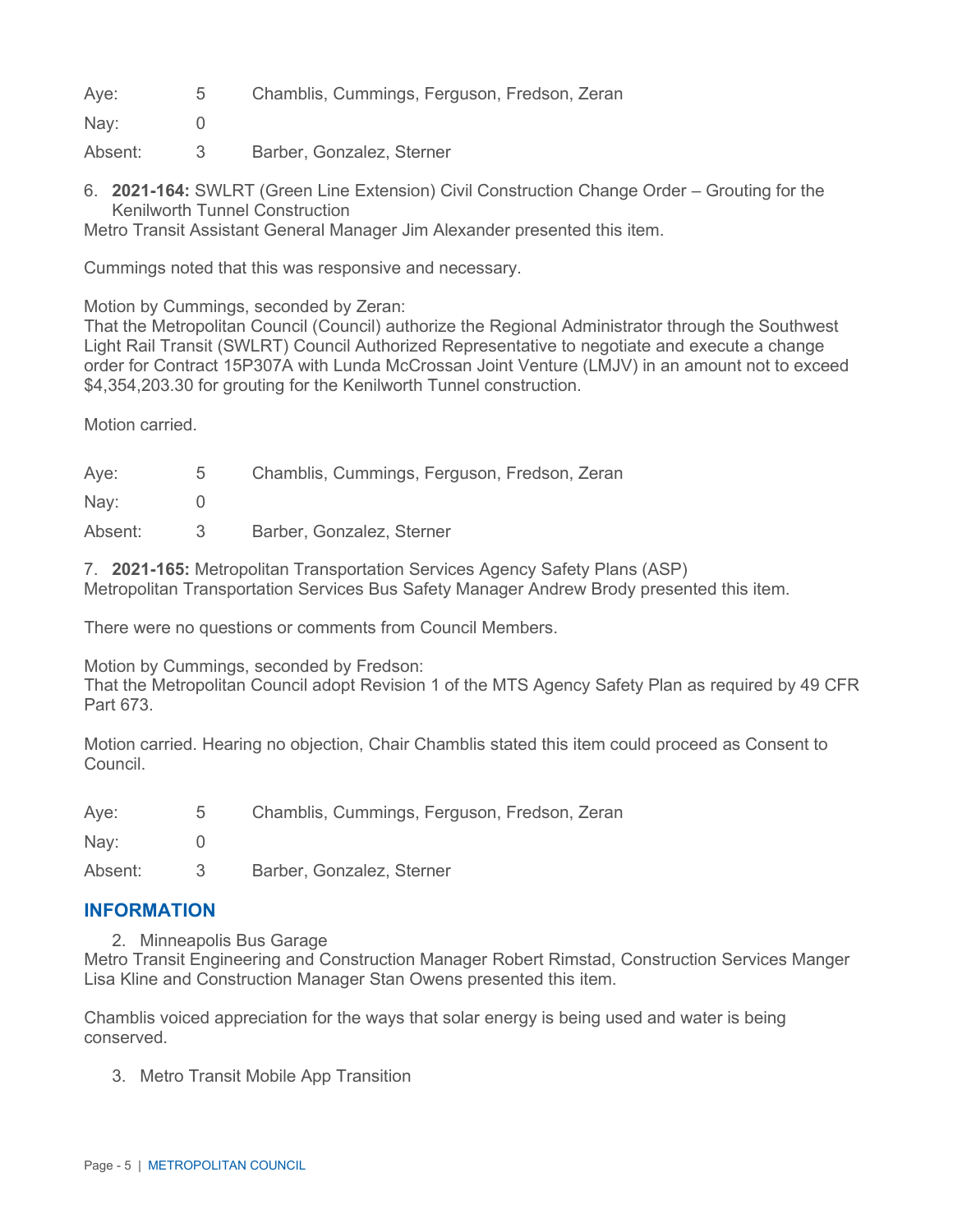| | | |
|---|---|---|
| Aye: | 5 | Chamblis, Cummings, Ferguson, Fredson, Zeran |
| Nay: | 0 | |
| Absent: | 3 | Barber, Gonzalez, Sterner |

6. **2021-164:** SWLRT (Green Line Extension) Civil Construction Change Order – Grouting for the Kenilworth Tunnel Construction

Metro Transit Assistant General Manager Jim Alexander presented this item.

Cummings noted that this was responsive and necessary.

Motion by Cummings, seconded by Zeran:
That the Metropolitan Council (Council) authorize the Regional Administrator through the Southwest Light Rail Transit (SWLRT) Council Authorized Representative to negotiate and execute a change order for Contract 15P307A with Lunda McCrossan Joint Venture (LMJV) in an amount not to exceed $4,354,203.30 for grouting for the Kenilworth Tunnel construction.

Motion carried.

| | | |
|---|---|---|
| Aye: | 5 | Chamblis, Cummings, Ferguson, Fredson, Zeran |
| Nay: | 0 | |
| Absent: | 3 | Barber, Gonzalez, Sterner |

7. **2021-165:** Metropolitan Transportation Services Agency Safety Plans (ASP)

Metropolitan Transportation Services Bus Safety Manager Andrew Brody presented this item.

There were no questions or comments from Council Members.

Motion by Cummings, seconded by Fredson:
That the Metropolitan Council adopt Revision 1 of the MTS Agency Safety Plan as required by 49 CFR Part 673.

Motion carried. Hearing no objection, Chair Chamblis stated this item could proceed as Consent to Council.

| | | |
|---|---|---|
| Aye: | 5 | Chamblis, Cummings, Ferguson, Fredson, Zeran |
| Nay: | 0 | |
| Absent: | 3 | Barber, Gonzalez, Sterner |

## INFORMATION

2. Minneapolis Bus Garage

Metro Transit Engineering and Construction Manager Robert Rimstad, Construction Services Manger Lisa Kline and Construction Manager Stan Owens presented this item.

Chamblis voiced appreciation for the ways that solar energy is being used and water is being conserved.

3. Metro Transit Mobile App Transition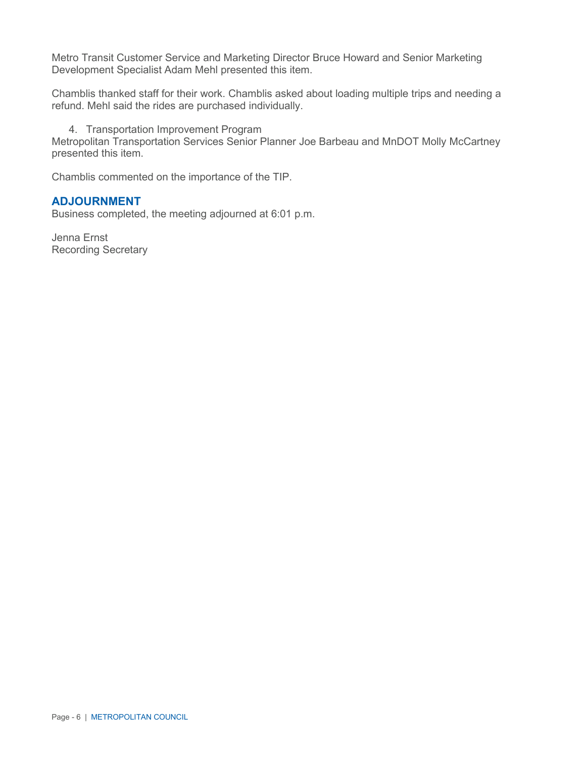Metro Transit Customer Service and Marketing Director Bruce Howard and Senior Marketing Development Specialist Adam Mehl presented this item.

Chamblis thanked staff for their work. Chamblis asked about loading multiple trips and needing a refund. Mehl said the rides are purchased individually.

4. Transportation Improvement Program

Metropolitan Transportation Services Senior Planner Joe Barbeau and MnDOT Molly McCartney presented this item.

Chamblis commented on the importance of the TIP.

## ADJOURNMENT

Business completed, the meeting adjourned at 6:01 p.m.

Jenna Ernst
Recording Secretary